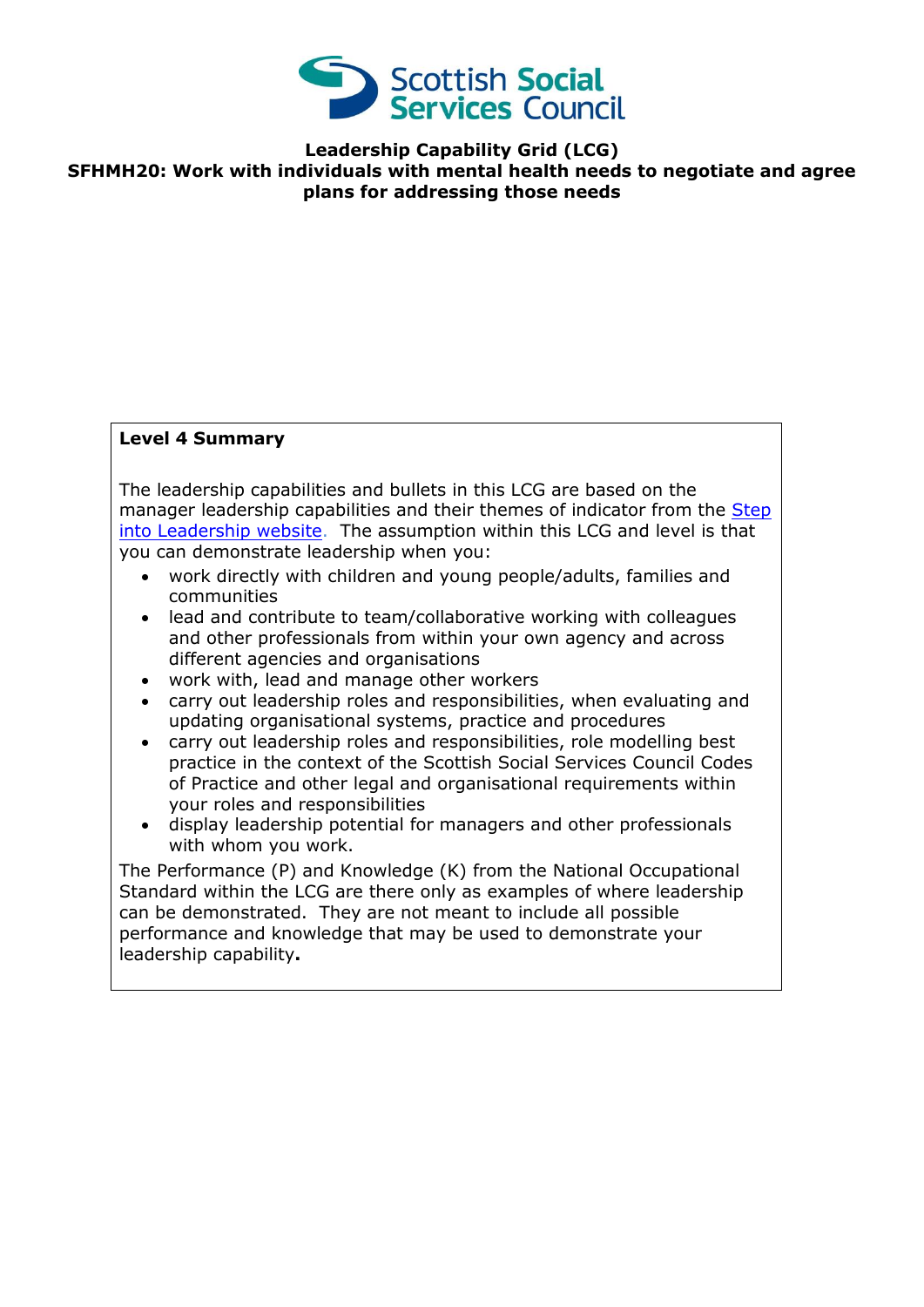Scottish Social Services Council

**Leadership Capability Grid (LCG)**
**SFHMH20: Work with individuals with mental health needs to negotiate and agree plans for addressing those needs**

**Level 4 Summary**

The leadership capabilities and bullets in this LCG are based on the manager leadership capabilities and their themes of indicator from the Step into Leadership website. The assumption within this LCG and level is that you can demonstrate leadership when you:

- work directly with children and young people/adults, families and communities
- lead and contribute to team/collaborative working with colleagues and other professionals from within your own agency and across different agencies and organisations
- work with, lead and manage other workers
- carry out leadership roles and responsibilities, when evaluating and updating organisational systems, practice and procedures
- carry out leadership roles and responsibilities, role modelling best practice in the context of the Scottish Social Services Council Codes of Practice and other legal and organisational requirements within your roles and responsibilities
- display leadership potential for managers and other professionals with whom you work.

The Performance (P) and Knowledge (K) from the National Occupational Standard within the LCG are there only as examples of where leadership can be demonstrated. They are not meant to include all possible performance and knowledge that may be used to demonstrate your leadership capability**.**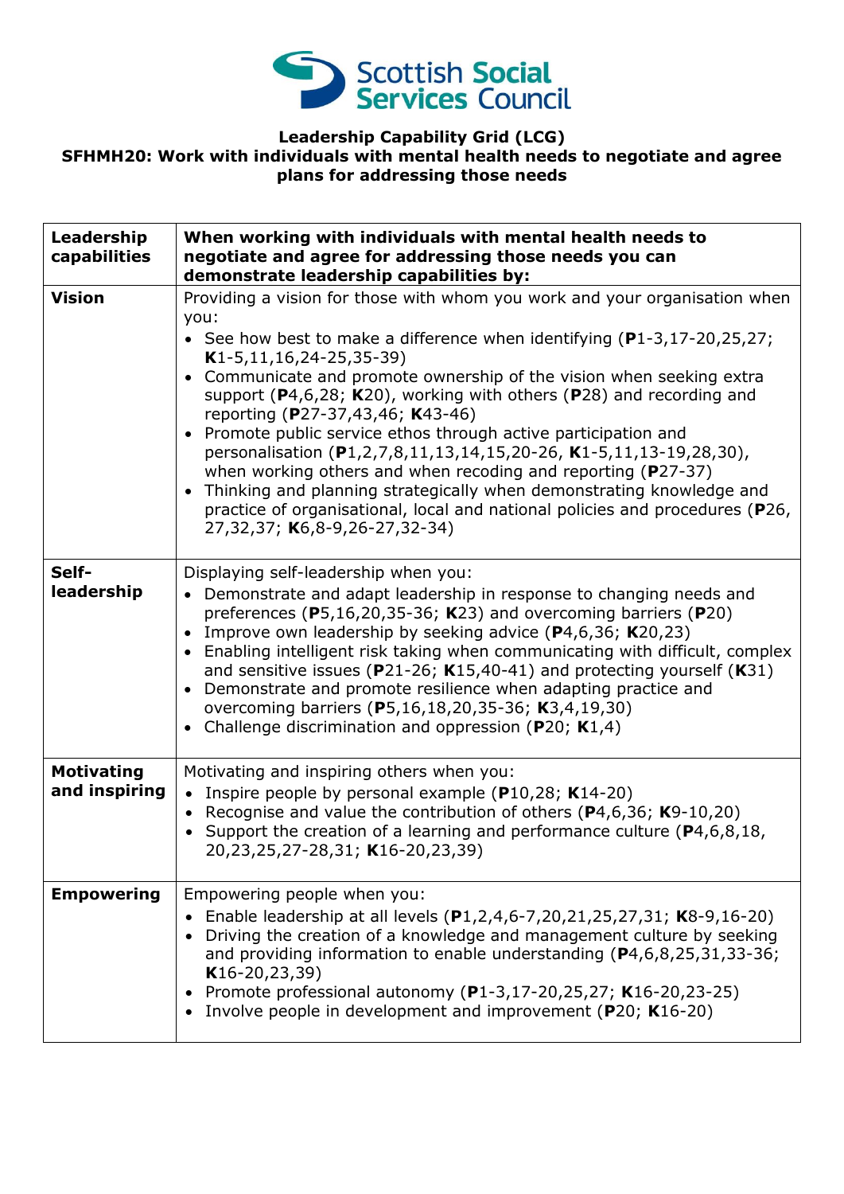Scottish Social Services Council

**Leadership Capability Grid (LCG)**
**SFHMH20: Work with individuals with mental health needs to negotiate and agree plans for addressing those needs**

| Leadership capabilities | When working with individuals with mental health needs to negotiate and agree for addressing those needs you can demonstrate leadership capabilities by: |
|---|---|
| **Vision** | Providing a vision for those with whom you work and your organisation when you:<br>• See how best to make a difference when identifying (**P**1-3,17-20,25,27; **K**1-5,11,16,24-25,35-39)<br>• Communicate and promote ownership of the vision when seeking extra support (**P**4,6,28; **K**20), working with others (**P**28) and recording and reporting (**P**27-37,43,46; **K**43-46)<br>• Promote public service ethos through active participation and personalisation (**P**1,2,7,8,11,13,14,15,20-26, **K**1-5,11,13-19,28,30), when working others and when recoding and reporting (**P**27-37)<br>• Thinking and planning strategically when demonstrating knowledge and practice of organisational, local and national policies and procedures (**P**26, 27,32,37; **K**6,8-9,26-27,32-34) |
| **Self-leadership** | Displaying self-leadership when you:<br>• Demonstrate and adapt leadership in response to changing needs and preferences (**P**5,16,20,35-36; **K**23) and overcoming barriers (**P**20)<br>• Improve own leadership by seeking advice (**P**4,6,36; **K**20,23)<br>• Enabling intelligent risk taking when communicating with difficult, complex and sensitive issues (**P**21-26; **K**15,40-41) and protecting yourself (**K**31)<br>• Demonstrate and promote resilience when adapting practice and overcoming barriers (**P**5,16,18,20,35-36; **K**3,4,19,30)<br>• Challenge discrimination and oppression (**P**20; **K**1,4) |
| **Motivating and inspiring** | Motivating and inspiring others when you:<br>• Inspire people by personal example (**P**10,28; **K**14-20)<br>• Recognise and value the contribution of others (**P**4,6,36; **K**9-10,20)<br>• Support the creation of a learning and performance culture (**P**4,6,8,18, 20,23,25,27-28,31; **K**16-20,23,39) |
| **Empowering** | Empowering people when you:<br>• Enable leadership at all levels (**P**1,2,4,6-7,20,21,25,27,31; **K**8-9,16-20)<br>• Driving the creation of a knowledge and management culture by seeking and providing information to enable understanding (**P**4,6,8,25,31,33-36; **K**16-20,23,39)<br>• Promote professional autonomy (**P**1-3,17-20,25,27; **K**16-20,23-25)<br>• Involve people in development and improvement (**P**20; **K**16-20) |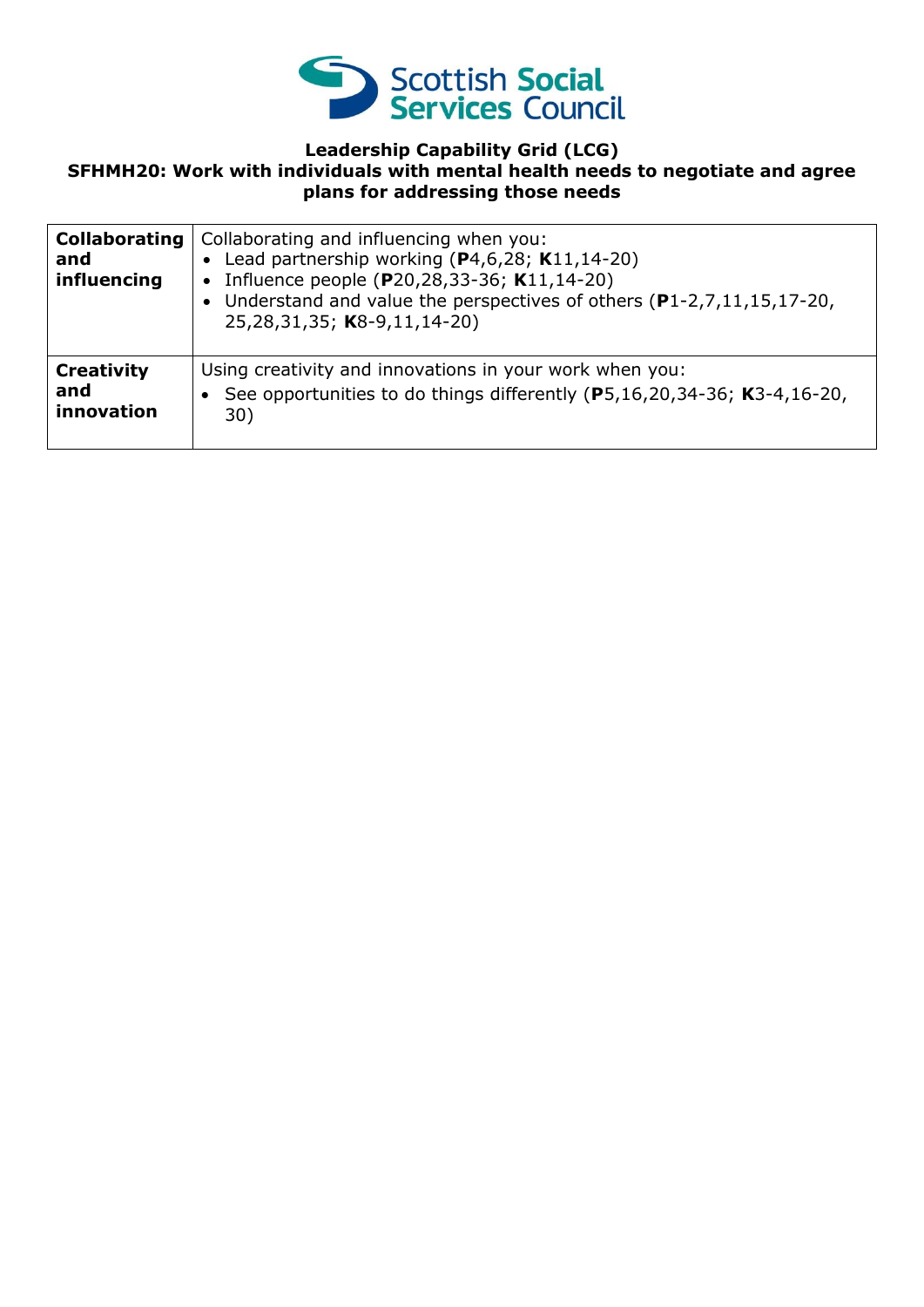**Leadership Capability Grid (LCG)**

**SFHMH20: Work with individuals with mental health needs to negotiate and agree plans for addressing those needs**

| | |
|---|---|
| **Collaborating and influencing** | Collaborating and influencing when you:<br>• Lead partnership working (**P**4,6,28; **K**11,14-20)<br>• Influence people (**P**20,28,33-36; **K**11,14-20)<br>• Understand and value the perspectives of others (**P**1-2,7,11,15,17-20, 25,28,31,35; **K**8-9,11,14-20) |
| **Creativity and innovation** | Using creativity and innovations in your work when you:<br>• See opportunities to do things differently (**P**5,16,20,34-36; **K**3-4,16-20, 30) |